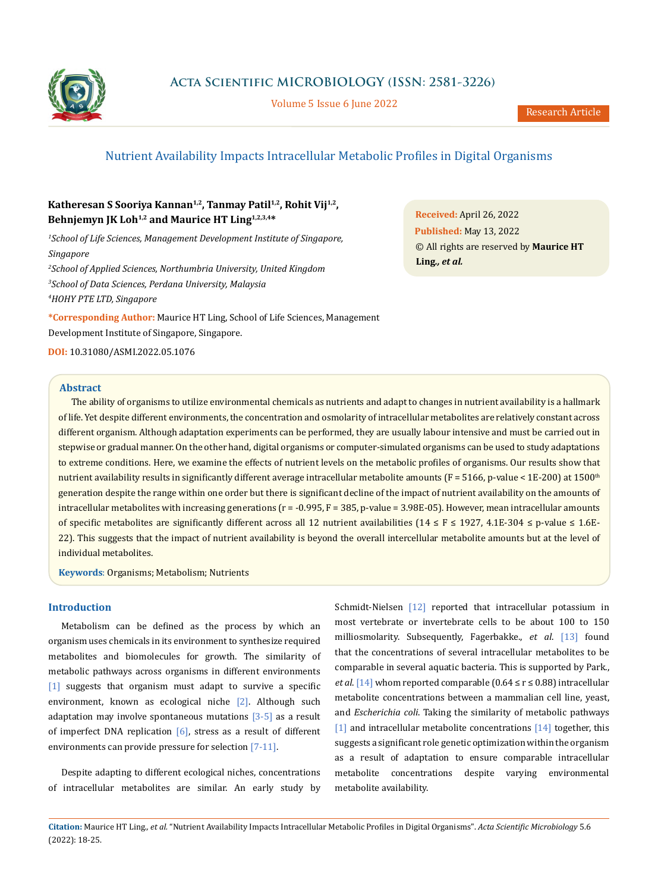# Nutrient Availability Impacts Intracellular Metabolic Profiles in Digital Organisms

**Katheresan S Sooriya Kannan[1,2], Tanmay Patil[1,2], Rohit Vij[1,2], Behnjemyn JK Loh[1,2] and Maurice HT Ling[1,2,3,4]***

*[1]School of Life Sciences, Management Development Institute of Singapore, Singapore*

*[2]School of Applied Sciences, Northumbria University, United Kingdom*

*[3]School of Data Sciences, Perdana University, Malaysia*

*[4]HOHY PTE LTD, Singapore*

***Corresponding Author:** Maurice HT Ling, School of Life Sciences, Management Development Institute of Singapore, Singapore.

**DOI:** 10.31080/ASMI.2022.05.1076

**Received:** April 26, 2022
**Published:** May 13, 2022
© All rights are reserved by **Maurice HT Ling., *et al.***

## Abstract

The ability of organisms to utilize environmental chemicals as nutrients and adapt to changes in nutrient availability is a hallmark of life. Yet despite different environments, the concentration and osmolarity of intracellular metabolites are relatively constant across different organism. Although adaptation experiments can be performed, they are usually labour intensive and must be carried out in stepwise or gradual manner. On the other hand, digital organisms or computer-simulated organisms can be used to study adaptations to extreme conditions. Here, we examine the effects of nutrient levels on the metabolic profiles of organisms. Our results show that nutrient availability results in significantly different average intracellular metabolite amounts (F = 5166, p-value < 1E-200) at 1500$^{th}$ generation despite the range within one order but there is significant decline of the impact of nutrient availability on the amounts of intracellular metabolites with increasing generations (r = -0.995, F = 385, p-value = 3.98E-05). However, mean intracellular amounts of specific metabolites are significantly different across all 12 nutrient availabilities (14 ≤ F ≤ 1927, 4.1E-304 ≤ p-value ≤ 1.6E-22). This suggests that the impact of nutrient availability is beyond the overall intercellular metabolite amounts but at the level of individual metabolites.

**Keywords**: Organisms; Metabolism; Nutrients

## Introduction

Metabolism can be defined as the process by which an organism uses chemicals in its environment to synthesize required metabolites and biomolecules for growth. The similarity of metabolic pathways across organisms in different environments [1] suggests that organism must adapt to survive a specific environment, known as ecological niche [2]. Although such adaptation may involve spontaneous mutations [3-5] as a result of imperfect DNA replication [6], stress as a result of different environments can provide pressure for selection [7-11].

Despite adapting to different ecological niches, concentrations of intracellular metabolites are similar. An early study by Schmidt-Nielsen [12] reported that intracellular potassium in most vertebrate or invertebrate cells to be about 100 to 150 milliosmolarity. Subsequently, Fagerbakke., *et al*. [13] found that the concentrations of several intracellular metabolites to be comparable in several aquatic bacteria. This is supported by Park., *et al*. [14] whom reported comparable (0.64 ≤ r ≤ 0.88) intracellular metabolite concentrations between a mammalian cell line, yeast, and *Escherichia coli*. Taking the similarity of metabolic pathways [1] and intracellular metabolite concentrations [14] together, this suggests a significant role genetic optimization within the organism as a result of adaptation to ensure comparable intracellular metabolite concentrations despite varying environmental metabolite availability.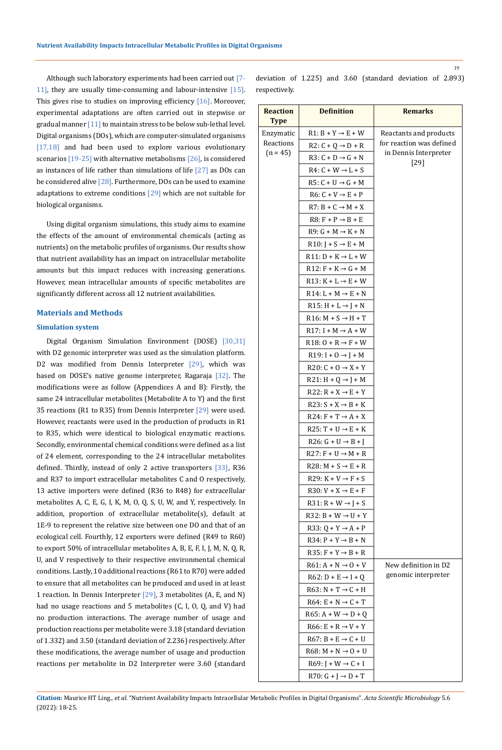Although such laboratory experiments had been carried out [7-11], they are usually time-consuming and labour-intensive [15]. This gives rise to studies on improving efficiency [16]. Moreover, experimental adaptations are often carried out in stepwise or gradual manner [11] to maintain stress to be below sub-lethal level. Digital organisms (DOs), which are computer-simulated organisms [17,18] and had been used to explore various evolutionary scenarios [19-25] with alternative metabolisms [26], is considered as instances of life rather than simulations of life [27] as DOs can be considered alive [28]. Furthermore, DOs can be used to examine adaptations to extreme conditions [29] which are not suitable for biological organisms.

Using digital organism simulations, this study aims to examine the effects of the amount of environmental chemicals (acting as nutrients) on the metabolic profiles of organisms. Our results show that nutrient availability has an impact on intracellular metabolite amounts but this impact reduces with increasing generations. However, mean intracellular amounts of specific metabolites are significantly different across all 12 nutrient availabilities.

## Materials and Methods

### Simulation system

Digital Organism Simulation Environment (DOSE) [30,31] with D2 genomic interpreter was used as the simulation platform. D2 was modified from Dennis Interpreter [29], which was based on DOSE's native genome interpreter, Ragaraja [32]. The modifications were as follow (Appendices A and B): Firstly, the same 24 intracellular metabolites (Metabolite A to Y) and the first 35 reactions (R1 to R35) from Dennis Interpreter [29] were used. However, reactants were used in the production of products in R1 to R35, which were identical to biological enzymatic reactions. Secondly, environmental chemical conditions were defined as a list of 24 element, corresponding to the 24 intracellular metabolites defined. Thirdly, instead of only 2 active transporters [33], R36 and R37 to import extracellular metabolites C and O respectively, 13 active importers were defined (R36 to R48) for extracellular metabolites A, C, E, G, I, K, M, O, Q, S, U, W, and Y, respectively. In addition, proportion of extracellular metabolite(s), default at 1E-9 to represent the relative size between one DO and that of an ecological cell. Fourthly, 12 exporters were defined (R49 to R60) to export 50% of intracellular metabolites A, B, E, F, I, J, M, N, Q, R, U, and V respectively to their respective environmental chemical conditions. Lastly, 10 additional reactions (R61 to R70) were added to ensure that all metabolites can be produced and used in at least 1 reaction. In Dennis Interpreter [29], 3 metabolites (A, E, and N) had no usage reactions and 5 metabolites (C, I, O, Q, and V) had no production interactions. The average number of usage and production reactions per metabolite were 3.18 (standard deviation of 1.332) and 3.50 (standard deviation of 2.236) respectively. After these modifications, the average number of usage and production reactions per metabolite in D2 Interpreter were 3.60 (standard deviation of 1.225) and 3.60 (standard deviation of 2.893) respectively.

| Reaction Type | Definition | Remarks |
|---|---|---|
| Enzymatic Reactions (n = 45) | R1: B + Y → E + W | Reactants and products for reaction was defined in Dennis Interpreter [29] |
| | R2: C + Q → D + R | |
| | R3: C + D → G + N | |
| | R4: C + W → L + S | |
| | R5: C + U → G + M | |
| | R6: C + V → E + P | |
| | R7: B + C → M + X | |
| | R8: F + P → B + E | |
| | R9: G + M → K + N | |
| | R10: J + S → E + M | |
| | R11: D + K → L + W | |
| | R12: F + K → G + M | |
| | R13: K + L → E + W | |
| | R14: L + M → E + N | |
| | R15: H + L → J + N | |
| | R16: M + S → H + T | |
| | R17: I + M → A + W | |
| | R18: O + R → F + W | |
| | R19: I + O → J + M | |
| | R20: C + O → X + Y | |
| | R21: H + Q → J + M | |
| | R22: R + X → E + Y | |
| | R23: S + X → B + K | |
| | R24: F + T → A + X | |
| | R25: T + U → E + K | |
| | R26: G + U → B + J | |
| | R27: F + U → M + R | |
| | R28: M + S → E + R | |
| | R29: K + V → F + S | |
| | R30: V + X → E + F | |
| | R31: R + W → J + S | |
| | R32: B + W → U + Y | |
| | R33: Q + Y → A + P | |
| | R34: P + Y → B + N | |
| | R35: F + Y → B + R | |
| | R61: A + N → O + V | New definition in D2 genomic interpreter |
| | R62: D + E → I + Q | |
| | R63: N + T → C + H | |
| | R64: E + N → C + T | |
| | R65: A + W → D + Q | |
| | R66: E + R → V + Y | |
| | R67: B + E → C + U | |
| | R68: M + N → O + U | |
| | R69: J + W → C + I | |
| | R70: G + J → D + T | |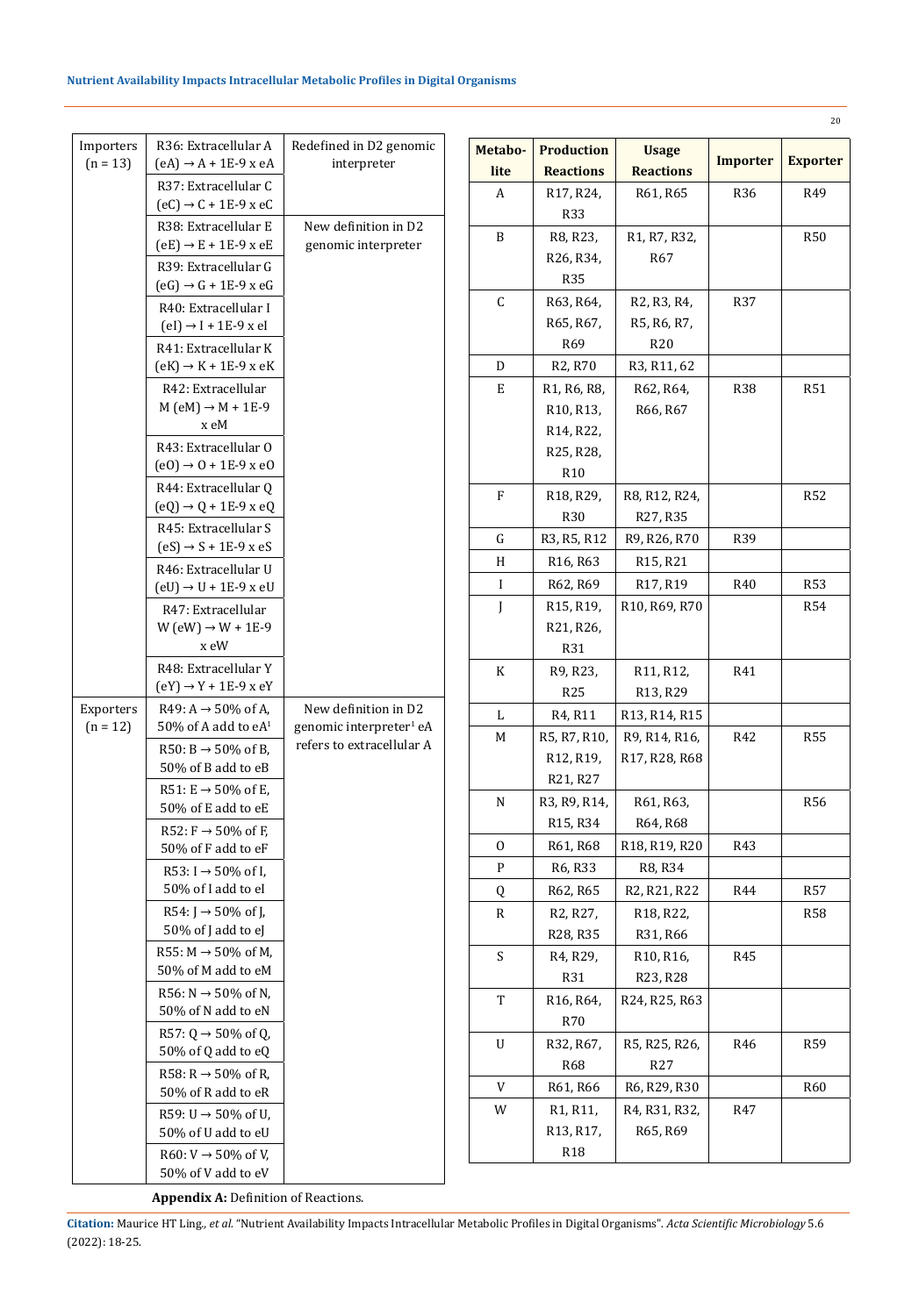| | | |
|---|---|---|
| Importers (n = 13) | R36: Extracellular A (eA) → A + 1E-9 x eA | Redefined in D2 genomic interpreter |
| | R37: Extracellular C (eC) → C + 1E-9 x eC | |
| | R38: Extracellular E (eE) → E + 1E-9 x eE | New definition in D2 genomic interpreter |
| | R39: Extracellular G (eG) → G + 1E-9 x eG | |
| | R40: Extracellular I (eI) → I + 1E-9 x eI | |
| | R41: Extracellular K (eK) → K + 1E-9 x eK | |
| | R42: Extracellular M (eM) → M + 1E-9 x eM | |
| | R43: Extracellular O (eO) → O + 1E-9 x eO | |
| | R44: Extracellular Q (eQ) → Q + 1E-9 x eQ | |
| | R45: Extracellular S (eS) → S + 1E-9 x eS | |
| | R46: Extracellular U (eU) → U + 1E-9 x eU | |
| | R47: Extracellular W (eW) → W + 1E-9 x eW | |
| | R48: Extracellular Y (eY) → Y + 1E-9 x eY | |
| Exporters (n = 12) | R49: A → 50% of A, 50% of A add to eA[1] | New definition in D2 genomic interpreter[1] eA refers to extracellular A |
| | R50: B → 50% of B, 50% of B add to eB | |
| | R51: E → 50% of E, 50% of E add to eE | |
| | R52: F → 50% of F, 50% of F add to eF | |
| | R53: I → 50% of I, 50% of I add to eI | |
| | R54: J → 50% of J, 50% of J add to eJ | |
| | R55: M → 50% of M, 50% of M add to eM | |
| | R56: N → 50% of N, 50% of N add to eN | |
| | R57: Q → 50% of Q, 50% of Q add to eQ | |
| | R58: R → 50% of R, 50% of R add to eR | |
| | R59: U → 50% of U, 50% of U add to eU | |
| | R60: V → 50% of V, 50% of V add to eV | |

| Metabolite | Production Reactions | Usage Reactions | Importer | Exporter |
|---|---|---|---|---|
| A | R17, R24, R33 | R61, R65 | R36 | R49 |
| B | R8, R23, R26, R34, R35 | R1, R7, R32, R67 | | R50 |
| C | R63, R64, R65, R67, R69 | R2, R3, R4, R5, R6, R7, R20 | R37 | |
| D | R2, R70 | R3, R11, 62 | | |
| E | R1, R6, R8, R10, R13, R14, R22, R25, R28, R10 | R62, R64, R66, R67 | R38 | R51 |
| F | R18, R29, R30 | R8, R12, R24, R27, R35 | | R52 |
| G | R3, R5, R12 | R9, R26, R70 | R39 | |
| H | R16, R63 | R15, R21 | | |
| I | R62, R69 | R17, R19 | R40 | R53 |
| J | R15, R19, R21, R26, R31 | R10, R69, R70 | | R54 |
| K | R9, R23, R25 | R11, R12, R13, R29 | R41 | |
| L | R4, R11 | R13, R14, R15 | | |
| M | R5, R7, R10, R12, R19, R21, R27 | R9, R14, R16, R17, R28, R68 | R42 | R55 |
| N | R3, R9, R14, R15, R34 | R61, R63, R64, R68 | | R56 |
| O | R61, R68 | R18, R19, R20 | R43 | |
| P | R6, R33 | R8, R34 | | |
| Q | R62, R65 | R2, R21, R22 | R44 | R57 |
| R | R2, R27, R28, R35 | R18, R22, R31, R66 | | R58 |
| S | R4, R29, R31 | R10, R16, R23, R28 | R45 | |
| T | R16, R64, R70 | R24, R25, R63 | | |
| U | R32, R67, R68 | R5, R25, R26, R27 | R46 | R59 |
| V | R61, R66 | R6, R29, R30 | | R60 |
| W | R1, R11, R13, R17, R18 | R4, R31, R32, R65, R69 | R47 | |

**Appendix A:** Definition of Reactions.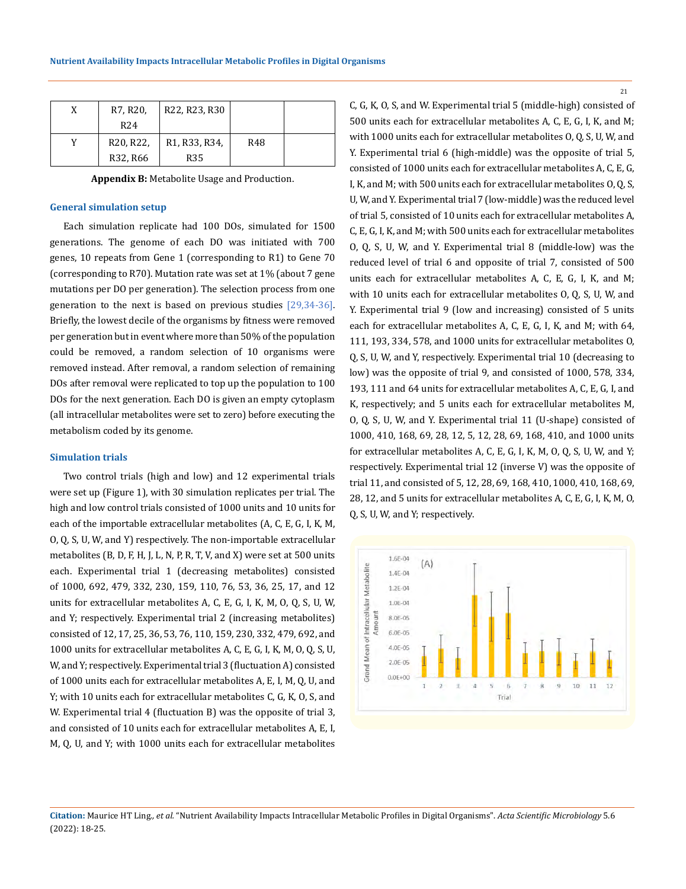| X | R7, R20, R24 | R22, R23, R30 | | |
|---|---|---|---|---|
| Y | R20, R22, R32, R66 | R1, R33, R34, R35 | R48 | |

**Appendix B:** Metabolite Usage and Production.

### General simulation setup

Each simulation replicate had 100 DOs, simulated for 1500 generations. The genome of each DO was initiated with 700 genes, 10 repeats from Gene 1 (corresponding to R1) to Gene 70 (corresponding to R70). Mutation rate was set at 1% (about 7 gene mutations per DO per generation). The selection process from one generation to the next is based on previous studies [29,34-36]. Briefly, the lowest decile of the organisms by fitness were removed per generation but in event where more than 50% of the population could be removed, a random selection of 10 organisms were removed instead. After removal, a random selection of remaining DOs after removal were replicated to top up the population to 100 DOs for the next generation. Each DO is given an empty cytoplasm (all intracellular metabolites were set to zero) before executing the metabolism coded by its genome.

### Simulation trials

Two control trials (high and low) and 12 experimental trials were set up (Figure 1), with 30 simulation replicates per trial. The high and low control trials consisted of 1000 units and 10 units for each of the importable extracellular metabolites (A, C, E, G, I, K, M, O, Q, S, U, W, and Y) respectively. The non-importable extracellular metabolites (B, D, F, H, J, L, N, P, R, T, V, and X) were set at 500 units each. Experimental trial 1 (decreasing metabolites) consisted of 1000, 692, 479, 332, 230, 159, 110, 76, 53, 36, 25, 17, and 12 units for extracellular metabolites A, C, E, G, I, K, M, O, Q, S, U, W, and Y; respectively. Experimental trial 2 (increasing metabolites) consisted of 12, 17, 25, 36, 53, 76, 110, 159, 230, 332, 479, 692, and 1000 units for extracellular metabolites A, C, E, G, I, K, M, O, Q, S, U, W, and Y; respectively. Experimental trial 3 (fluctuation A) consisted of 1000 units each for extracellular metabolites A, E, I, M, Q, U, and Y; with 10 units each for extracellular metabolites C, G, K, O, S, and W. Experimental trial 4 (fluctuation B) was the opposite of trial 3, and consisted of 10 units each for extracellular metabolites A, E, I, M, Q, U, and Y; with 1000 units each for extracellular metabolites C, G, K, O, S, and W. Experimental trial 5 (middle-high) consisted of 500 units each for extracellular metabolites A, C, E, G, I, K, and M; with 1000 units each for extracellular metabolites O, Q, S, U, W, and Y. Experimental trial 6 (high-middle) was the opposite of trial 5, consisted of 1000 units each for extracellular metabolites A, C, E, G, I, K, and M; with 500 units each for extracellular metabolites O, Q, S, U, W, and Y. Experimental trial 7 (low-middle) was the reduced level of trial 5, consisted of 10 units each for extracellular metabolites A, C, E, G, I, K, and M; with 500 units each for extracellular metabolites O, Q, S, U, W, and Y. Experimental trial 8 (middle-low) was the reduced level of trial 6 and opposite of trial 7, consisted of 500 units each for extracellular metabolites A, C, E, G, I, K, and M; with 10 units each for extracellular metabolites O, Q, S, U, W, and Y. Experimental trial 9 (low and increasing) consisted of 5 units each for extracellular metabolites A, C, E, G, I, K, and M; with 64, 111, 193, 334, 578, and 1000 units for extracellular metabolites O, Q, S, U, W, and Y, respectively. Experimental trial 10 (decreasing to low) was the opposite of trial 9, and consisted of 1000, 578, 334, 193, 111 and 64 units for extracellular metabolites A, C, E, G, I, and K, respectively; and 5 units each for extracellular metabolites M, O, Q, S, U, W, and Y. Experimental trial 11 (U-shape) consisted of 1000, 410, 168, 69, 28, 12, 5, 12, 28, 69, 168, 410, and 1000 units for extracellular metabolites A, C, E, G, I, K, M, O, Q, S, U, W, and Y; respectively. Experimental trial 12 (inverse V) was the opposite of trial 11, and consisted of 5, 12, 28, 69, 168, 410, 1000, 410, 168, 69, 28, 12, and 5 units for extracellular metabolites A, C, E, G, I, K, M, O, Q, S, U, W, and Y; respectively.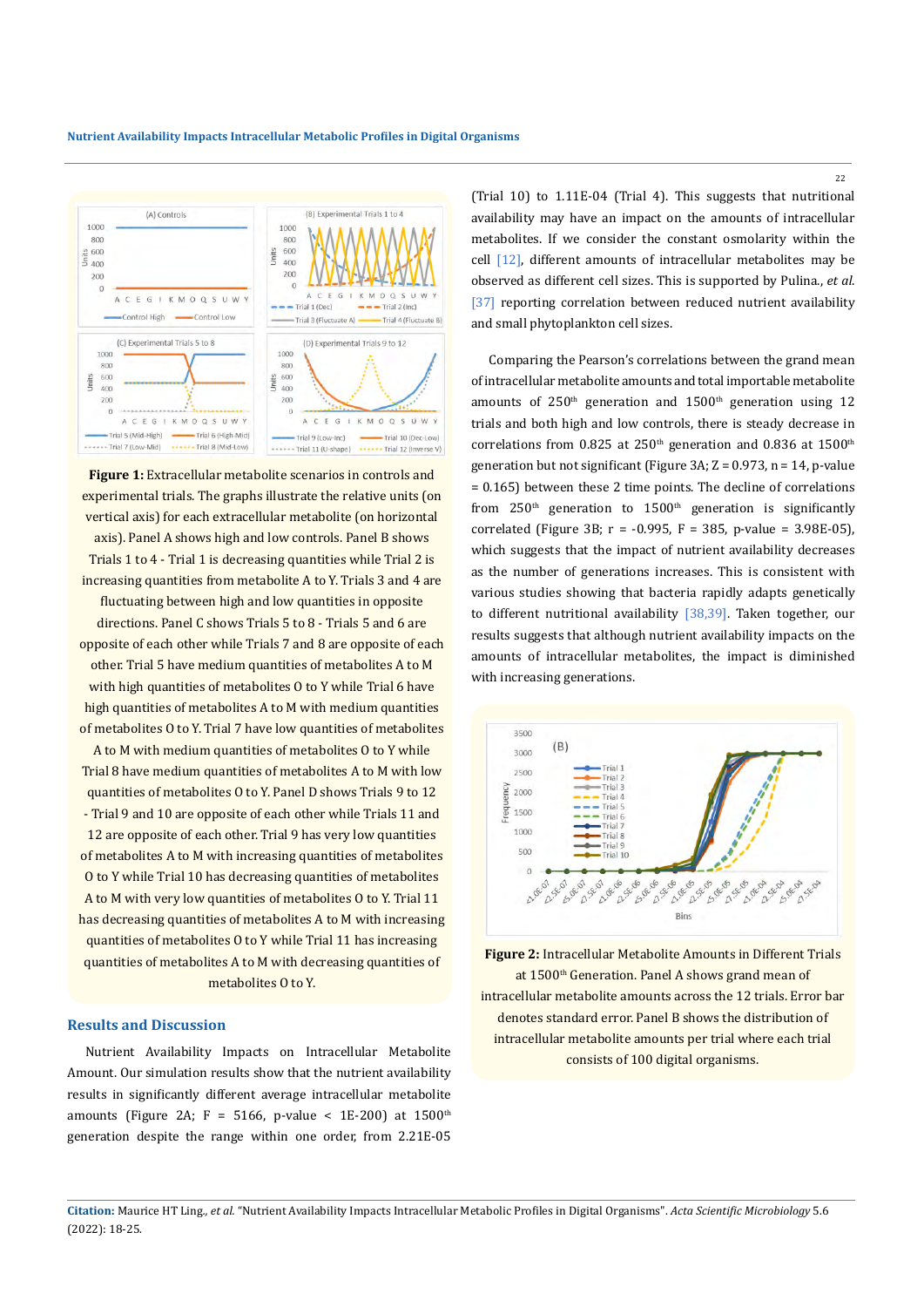Figure 1: Extracellular metabolite scenarios in controls and experimental trials. The graphs illustrate the relative units (on vertical axis) for each extracellular metabolite (on horizontal axis). Panel A shows high and low controls. Panel B shows Trials 1 to 4 - Trial 1 is decreasing quantities while Trial 2 is increasing quantities from metabolite A to Y. Trials 3 and 4 are fluctuating between high and low quantities in opposite directions. Panel C shows Trials 5 to 8 - Trials 5 and 6 are opposite of each other while Trials 7 and 8 are opposite of each other. Trial 5 have medium quantities of metabolites A to M with high quantities of metabolites O to Y while Trial 6 have high quantities of metabolites A to M with medium quantities of metabolites O to Y. Trial 7 have low quantities of metabolites A to M with medium quantities of metabolites O to Y while Trial 8 have medium quantities of metabolites A to M with low quantities of metabolites O to Y. Panel D shows Trials 9 to 12 - Trial 9 and 10 are opposite of each other while Trials 11 and 12 are opposite of each other. Trial 9 has very low quantities of metabolites A to M with increasing quantities of metabolites O to Y while Trial 10 has decreasing quantities of metabolites A to M with very low quantities of metabolites O to Y. Trial 11 has decreasing quantities of metabolites A to M with increasing quantities of metabolites O to Y while Trial 11 has increasing quantities of metabolites A to M with decreasing quantities of metabolites O to Y.

## Results and Discussion

Nutrient Availability Impacts on Intracellular Metabolite Amount. Our simulation results show that the nutrient availability results in significantly different average intracellular metabolite amounts (Figure 2A; F = 5166, p-value < 1E-200) at 1500th generation despite the range within one order, from 2.21E-05 (Trial 10) to 1.11E-04 (Trial 4). This suggests that nutritional availability may have an impact on the amounts of intracellular metabolites. If we consider the constant osmolarity within the cell [12], different amounts of intracellular metabolites may be observed as different cell sizes. This is supported by Pulina., *et al.* [37] reporting correlation between reduced nutrient availability and small phytoplankton cell sizes.

Comparing the Pearson's correlations between the grand mean of intracellular metabolite amounts and total importable metabolite amounts of 250th generation and 1500th generation using 12 trials and both high and low controls, there is steady decrease in correlations from 0.825 at 250th generation and 0.836 at 1500th generation but not significant (Figure 3A; Z = 0.973, n = 14, p-value = 0.165) between these 2 time points. The decline of correlations from 250th generation to 1500th generation is significantly correlated (Figure 3B; r = -0.995, F = 385, p-value = 3.98E-05), which suggests that the impact of nutrient availability decreases as the number of generations increases. This is consistent with various studies showing that bacteria rapidly adapts genetically to different nutritional availability [38,39]. Taken together, our results suggests that although nutrient availability impacts on the amounts of intracellular metabolites, the impact is diminished with increasing generations.

Figure 2: Intracellular Metabolite Amounts in Different Trials at 1500th Generation. Panel A shows grand mean of intracellular metabolite amounts across the 12 trials. Error bar denotes standard error. Panel B shows the distribution of intracellular metabolite amounts per trial where each trial consists of 100 digital organisms.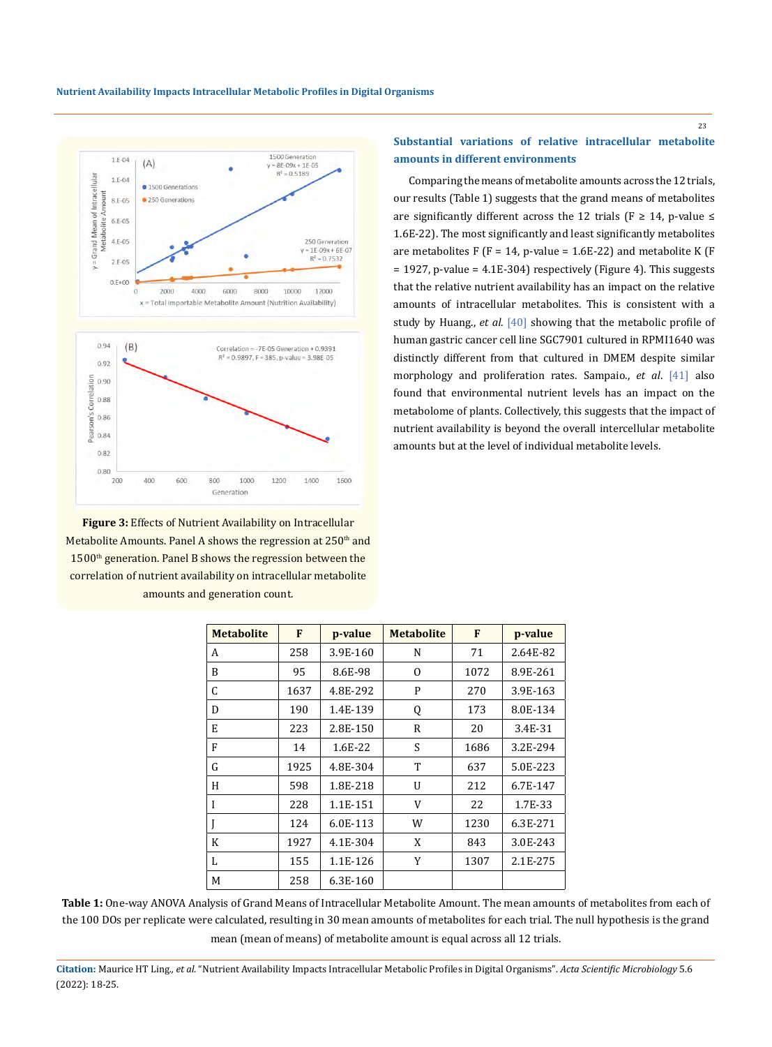## Substantial variations of relative intracellular metabolite amounts in different environments

Comparing the means of metabolite amounts across the 12 trials, our results (Table 1) suggests that the grand means of metabolites are significantly different across the 12 trials ($F \geq 14$, p-value $\leq$ 1.6E-22). The most significantly and least significantly metabolites are metabolites F ($F = 14$, p-value = 1.6E-22) and metabolite K ($F = 1927$, p-value = 4.1E-304) respectively (Figure 4). This suggests that the relative nutrient availability has an impact on the relative amounts of intracellular metabolites. This is consistent with a study by Huang., *et al.* [40] showing that the metabolic profile of human gastric cancer cell line SGC7901 cultured in RPMI1640 was distinctly different from that cultured in DMEM despite similar morphology and proliferation rates. Sampaio., *et al.* [41] also found that environmental nutrient levels has an impact on the metabolome of plants. Collectively, this suggests that the impact of nutrient availability is beyond the overall intercellular metabolite amounts but at the level of individual metabolite levels.

**Figure 3:** Effects of Nutrient Availability on Intracellular Metabolite Amounts. Panel A shows the regression at 250[th] and 1500[th] generation. Panel B shows the regression between the correlation of nutrient availability on intracellular metabolite amounts and generation count.

| Metabolite | F | p-value | Metabolite | F | p-value |
|---|---|---|---|---|---|
| A | 258 | 3.9E-160 | N | 71 | 2.64E-82 |
| B | 95 | 8.6E-98 | O | 1072 | 8.9E-261 |
| C | 1637 | 4.8E-292 | P | 270 | 3.9E-163 |
| D | 190 | 1.4E-139 | Q | 173 | 8.0E-134 |
| E | 223 | 2.8E-150 | R | 20 | 3.4E-31 |
| F | 14 | 1.6E-22 | S | 1686 | 3.2E-294 |
| G | 1925 | 4.8E-304 | T | 637 | 5.0E-223 |
| H | 598 | 1.8E-218 | U | 212 | 6.7E-147 |
| I | 228 | 1.1E-151 | V | 22 | 1.7E-33 |
| J | 124 | 6.0E-113 | W | 1230 | 6.3E-271 |
| K | 1927 | 4.1E-304 | X | 843 | 3.0E-243 |
| L | 155 | 1.1E-126 | Y | 1307 | 2.1E-275 |
| M | 258 | 6.3E-160 | | | |

**Table 1:** One-way ANOVA Analysis of Grand Means of Intracellular Metabolite Amount. The mean amounts of metabolites from each of the 100 DOs per replicate were calculated, resulting in 30 mean amounts of metabolites for each trial. The null hypothesis is the grand mean (mean of means) of metabolite amount is equal across all 12 trials.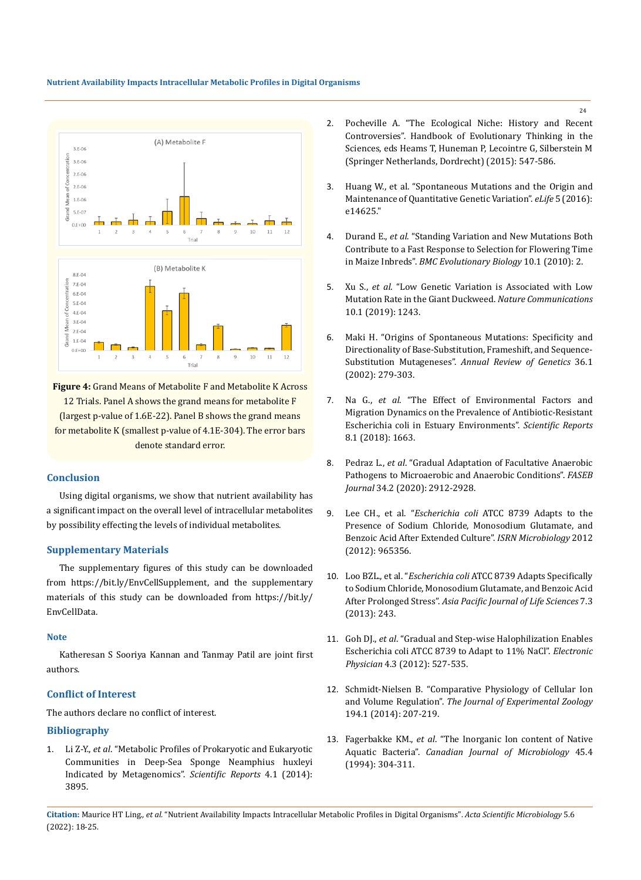**Figure 4:** Grand Means of Metabolite F and Metabolite K Across 12 Trials. Panel A shows the grand means for metabolite F (largest p-value of 1.6E-22). Panel B shows the grand means for metabolite K (smallest p-value of 4.1E-304). The error bars denote standard error.

## Conclusion

Using digital organisms, we show that nutrient availability has a significant impact on the overall level of intracellular metabolites by possibility effecting the levels of individual metabolites.

## Supplementary Materials

The supplementary figures of this study can be downloaded from https://bit.ly/EnvCellSupplement, and the supplementary materials of this study can be downloaded from https://bit.ly/EnvCellData.

### Note

Katheresan S Sooriya Kannan and Tanmay Patil are joint first authors.

## Conflict of Interest

The authors declare no conflict of interest.

## Bibliography

1. Li Z-Y., *et al*. "Metabolic Profiles of Prokaryotic and Eukaryotic Communities in Deep-Sea Sponge Neamphius huxleyi Indicated by Metagenomics". *Scientific Reports* 4.1 (2014): 3895.
2. Pocheville A. "The Ecological Niche: History and Recent Controversies". Handbook of Evolutionary Thinking in the Sciences, eds Heams T, Huneman P, Lecointre G, Silberstein M (Springer Netherlands, Dordrecht) (2015): 547-586.
3. Huang W., et al. "Spontaneous Mutations and the Origin and Maintenance of Quantitative Genetic Variation". *eLife* 5 (2016): e14625."
4. Durand E., *et al*. "Standing Variation and New Mutations Both Contribute to a Fast Response to Selection for Flowering Time in Maize Inbreds". *BMC Evolutionary Biology* 10.1 (2010): 2.
5. Xu S., *et al*. "Low Genetic Variation is Associated with Low Mutation Rate in the Giant Duckweed. *Nature Communications* 10.1 (2019): 1243.
6. Maki H. "Origins of Spontaneous Mutations: Specificity and Directionality of Base-Substitution, Frameshift, and Sequence-Substitution Mutageneses". *Annual Review of Genetics* 36.1 (2002): 279-303.
7. Na G., *et al*. "The Effect of Environmental Factors and Migration Dynamics on the Prevalence of Antibiotic-Resistant Escherichia coli in Estuary Environments". *Scientific Reports* 8.1 (2018): 1663.
8. Pedraz L., *et al*. "Gradual Adaptation of Facultative Anaerobic Pathogens to Microaerobic and Anaerobic Conditions". *FASEB Journal* 34.2 (2020): 2912-2928.
9. Lee CH., et al. "*Escherichia coli* ATCC 8739 Adapts to the Presence of Sodium Chloride, Monosodium Glutamate, and Benzoic Acid After Extended Culture". *ISRN Microbiology* 2012 (2012): 965356.
10. Loo BZL., et al. "*Escherichia coli* ATCC 8739 Adapts Specifically to Sodium Chloride, Monosodium Glutamate, and Benzoic Acid After Prolonged Stress". *Asia Pacific Journal of Life Sciences* 7.3 (2013): 243.
11. Goh DJ., *et al*. "Gradual and Step-wise Halophilization Enables Escherichia coli ATCC 8739 to Adapt to 11% NaCl". *Electronic Physician* 4.3 (2012): 527-535.
12. Schmidt-Nielsen B. "Comparative Physiology of Cellular Ion and Volume Regulation". *The Journal of Experimental Zoology* 194.1 (2014): 207-219.
13. Fagerbakke KM., *et al*. "The Inorganic Ion content of Native Aquatic Bacteria". *Canadian Journal of Microbiology* 45.4 (1994): 304-311.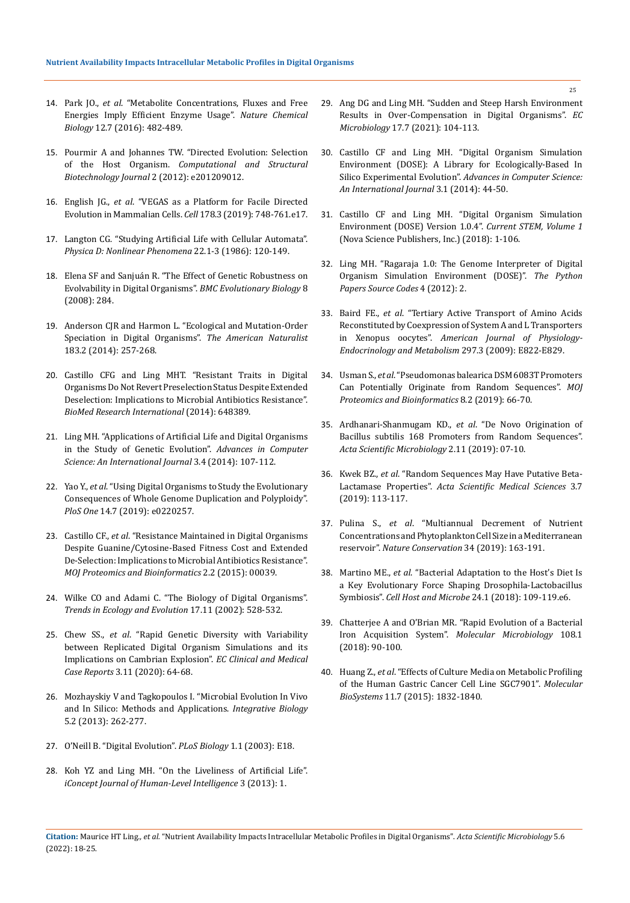14. Park JO., *et al*. "Metabolite Concentrations, Fluxes and Free Energies Imply Efficient Enzyme Usage". *Nature Chemical Biology* 12.7 (2016): 482-489.
15. Pourmir A and Johannes TW. "Directed Evolution: Selection of the Host Organism. *Computational and Structural Biotechnology Journal* 2 (2012): e201209012.
16. English JG., *et al*. "VEGAS as a Platform for Facile Directed Evolution in Mammalian Cells. *Cell* 178.3 (2019): 748-761.e17.
17. Langton CG. "Studying Artificial Life with Cellular Automata". *Physica D: Nonlinear Phenomena* 22.1-3 (1986): 120-149.
18. Elena SF and Sanjuán R. "The Effect of Genetic Robustness on Evolvability in Digital Organisms". *BMC Evolutionary Biology* 8 (2008): 284.
19. Anderson CJR and Harmon L. "Ecological and Mutation-Order Speciation in Digital Organisms". *The American Naturalist* 183.2 (2014): 257-268.
20. Castillo CFG and Ling MHT. "Resistant Traits in Digital Organisms Do Not Revert Preselection Status Despite Extended Deselection: Implications to Microbial Antibiotics Resistance". *BioMed Research International* (2014): 648389.
21. Ling MH. "Applications of Artificial Life and Digital Organisms in the Study of Genetic Evolution". *Advances in Computer Science: An International Journal* 3.4 (2014): 107-112.
22. Yao Y., *et al*. "Using Digital Organisms to Study the Evolutionary Consequences of Whole Genome Duplication and Polyploidy". *PloS One* 14.7 (2019): e0220257.
23. Castillo CF., *et al*. "Resistance Maintained in Digital Organisms Despite Guanine/Cytosine-Based Fitness Cost and Extended De-Selection: Implications to Microbial Antibiotics Resistance". *MOJ Proteomics and Bioinformatics* 2.2 (2015): 00039.
24. Wilke CO and Adami C. "The Biology of Digital Organisms". *Trends in Ecology and Evolution* 17.11 (2002): 528-532.
25. Chew SS., *et al*. "Rapid Genetic Diversity with Variability between Replicated Digital Organism Simulations and its Implications on Cambrian Explosion". *EC Clinical and Medical Case Reports* 3.11 (2020): 64-68.
26. Mozhayskiy V and Tagkopoulos I. "Microbial Evolution In Vivo and In Silico: Methods and Applications. *Integrative Biology* 5.2 (2013): 262-277.
27. O'Neill B. "Digital Evolution". *PLoS Biology* 1.1 (2003): E18.
28. Koh YZ and Ling MH. "On the Liveliness of Artificial Life". *iConcept Journal of Human-Level Intelligence* 3 (2013): 1.
29. Ang DG and Ling MH. "Sudden and Steep Harsh Environment Results in Over-Compensation in Digital Organisms". *EC Microbiology* 17.7 (2021): 104-113.
30. Castillo CF and Ling MH. "Digital Organism Simulation Environment (DOSE): A Library for Ecologically-Based In Silico Experimental Evolution". *Advances in Computer Science: An International Journal* 3.1 (2014): 44-50.
31. Castillo CF and Ling MH. "Digital Organism Simulation Environment (DOSE) Version 1.0.4". *Current STEM, Volume 1* (Nova Science Publishers, Inc.) (2018): 1-106.
32. Ling MH. "Ragaraja 1.0: The Genome Interpreter of Digital Organism Simulation Environment (DOSE)". *The Python Papers Source Codes* 4 (2012): 2.
33. Baird FE., *et al*. "Tertiary Active Transport of Amino Acids Reconstituted by Coexpression of System A and L Transporters in Xenopus oocytes". *American Journal of Physiology-Endocrinology and Metabolism* 297.3 (2009): E822-E829.
34. Usman S., *et al*. "Pseudomonas balearica DSM 6083T Promoters Can Potentially Originate from Random Sequences". *MOJ Proteomics and Bioinformatics* 8.2 (2019): 66-70.
35. Ardhanari-Shanmugam KD., *et al*. "De Novo Origination of Bacillus subtilis 168 Promoters from Random Sequences". *Acta Scientific Microbiology* 2.11 (2019): 07-10.
36. Kwek BZ., *et al*. "Random Sequences May Have Putative Beta-Lactamase Properties". *Acta Scientific Medical Sciences* 3.7 (2019): 113-117.
37. Pulina S., *et al*. "Multiannual Decrement of Nutrient Concentrations and Phytoplankton Cell Size in a Mediterranean reservoir". *Nature Conservation* 34 (2019): 163-191.
38. Martino ME., *et al*. "Bacterial Adaptation to the Host's Diet Is a Key Evolutionary Force Shaping Drosophila-Lactobacillus Symbiosis". *Cell Host and Microbe* 24.1 (2018): 109-119.e6.
39. Chatterjee A and O'Brian MR. "Rapid Evolution of a Bacterial Iron Acquisition System". *Molecular Microbiology* 108.1 (2018): 90-100.
40. Huang Z., *et al*. "Effects of Culture Media on Metabolic Profiling of the Human Gastric Cancer Cell Line SGC7901". *Molecular BioSystems* 11.7 (2015): 1832-1840.